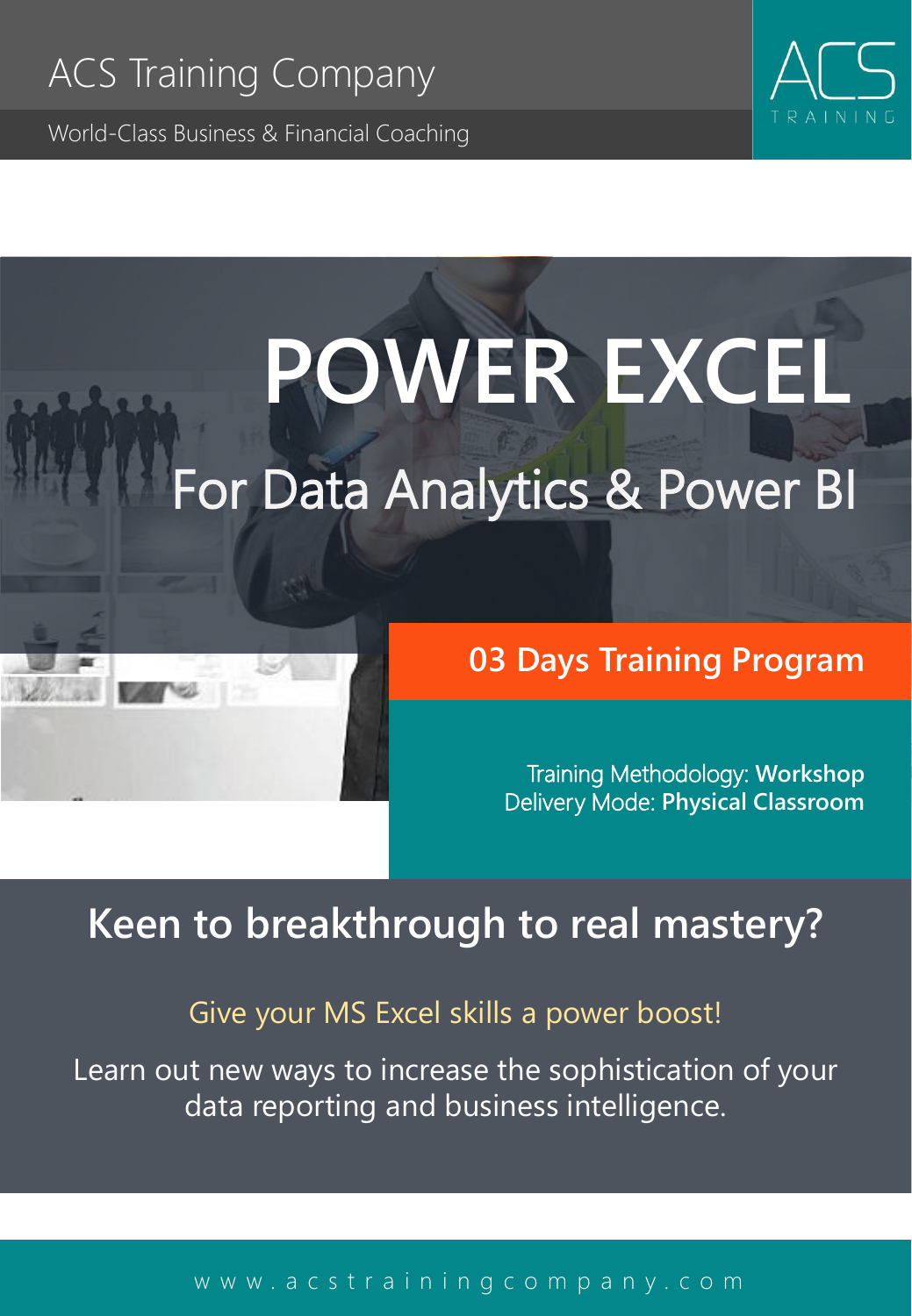ACS Training Company

World-Class Business & Financial Coaching

ACS TRAINING

# POWER EXCEL

## For Data Analytics & Power BI

**03 Days Training Program**

Training Methodology: **Workshop**
Delivery Mode: **Physical Classroom**

## Keen to breakthrough to real mastery?

Give your MS Excel skills a power boost!

Learn out new ways to increase the sophistication of your data reporting and business intelligence.

www.acstrainingcompany.com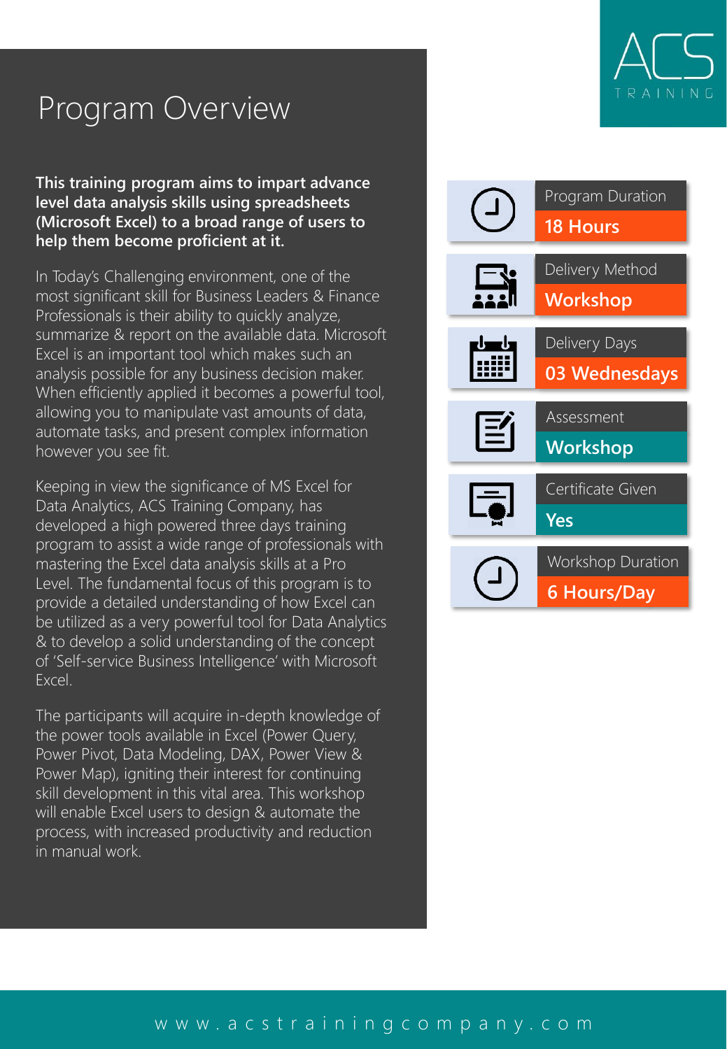# Program Overview

**This training program aims to impart advance level data analysis skills using spreadsheets (Microsoft Excel) to a broad range of users to help them become proficient at it.**

In Today's Challenging environment, one of the most significant skill for Business Leaders & Finance Professionals is their ability to quickly analyze, summarize & report on the available data. Microsoft Excel is an important tool which makes such an analysis possible for any business decision maker. When efficiently applied it becomes a powerful tool, allowing you to manipulate vast amounts of data, automate tasks, and present complex information however you see fit.

Keeping in view the significance of MS Excel for Data Analytics, ACS Training Company, has developed a high powered three days training program to assist a wide range of professionals with mastering the Excel data analysis skills at a Pro Level. The fundamental focus of this program is to provide a detailed understanding of how Excel can be utilized as a very powerful tool for Data Analytics & to develop a solid understanding of the concept of 'Self-service Business Intelligence' with Microsoft Excel.

The participants will acquire in-depth knowledge of the power tools available in Excel (Power Query, Power Pivot, Data Modeling, DAX, Power View & Power Map), igniting their interest for continuing skill development in this vital area. This workshop will enable Excel users to design & automate the process, with increased productivity and reduction in manual work.

| | |
|---|---|
| Program Duration | **18 Hours** |
| Delivery Method | **Workshop** |
| Delivery Days | **03 Wednesdays** |
| Assessment | **Workshop** |
| Certificate Given | **Yes** |
| Workshop Duration | **6 Hours/Day** |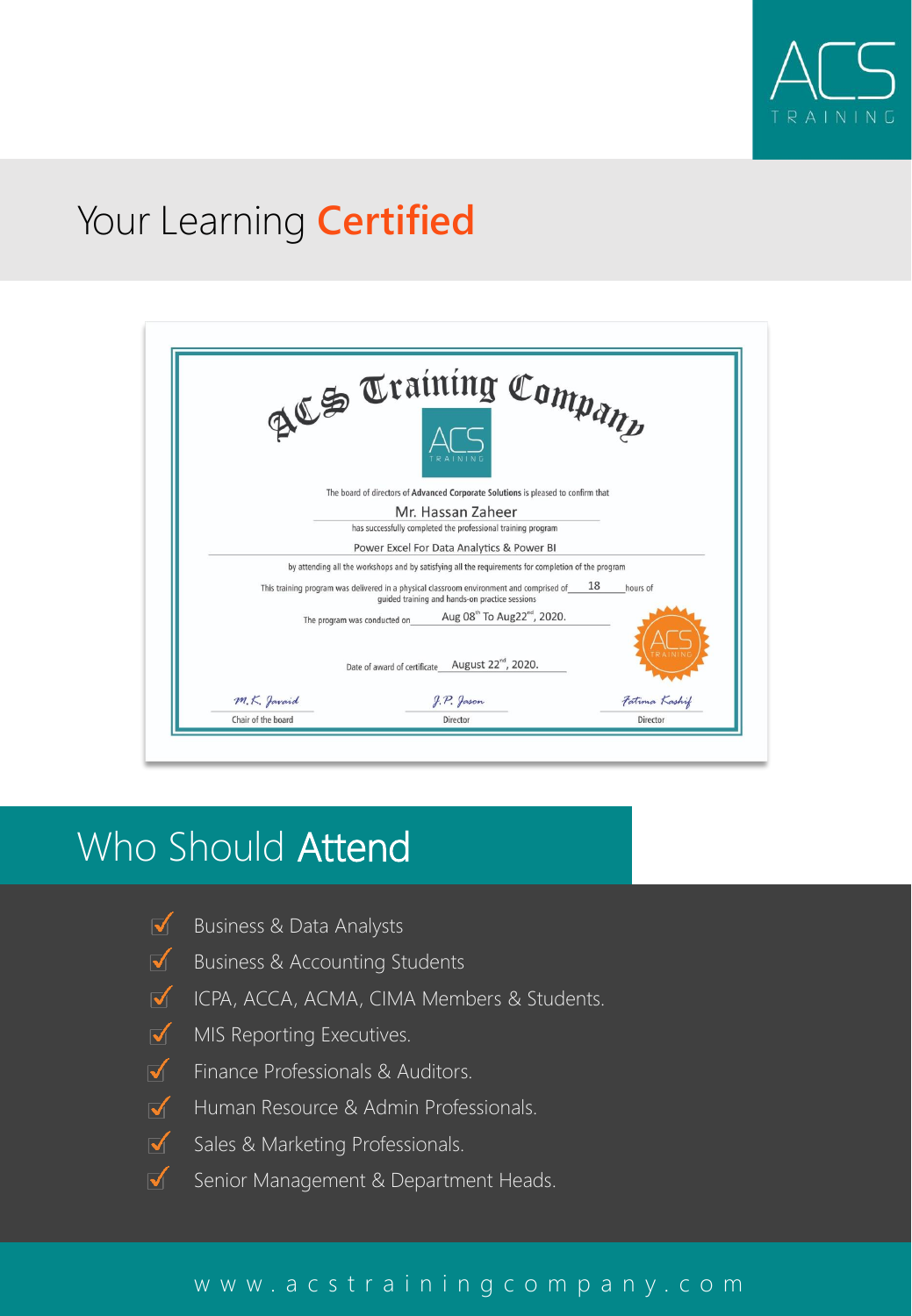ACS TRAINING

# Your Learning **Certified**

ACS Training Company

ACS TRAINING

The board of directors of **Advanced Corporate Solutions** is pleased to confirm that

Mr. Hassan Zaheer

has successfully completed the professional training program

Power Excel For Data Analytics & Power BI

by attending all the workshops and by satisfying all the requirements for completion of the program

This training program was delivered in a physical classroom environment and comprised of 18 hours of guided training and hands-on practice sessions

The program was conducted on Aug 08th To Aug22nd, 2020.

Date of award of certificate August 22nd, 2020.

M. K. Javaid — Chair of the board

J. P. Jason — Director

Fatima Kashif — Director

## Who Should **Attend**

- Business & Data Analysts
- Business & Accounting Students
- ICPA, ACCA, ACMA, CIMA Members & Students.
- MIS Reporting Executives.
- Finance Professionals & Auditors.
- Human Resource & Admin Professionals.
- Sales & Marketing Professionals.
- Senior Management & Department Heads.

www.acstrainingcompany.com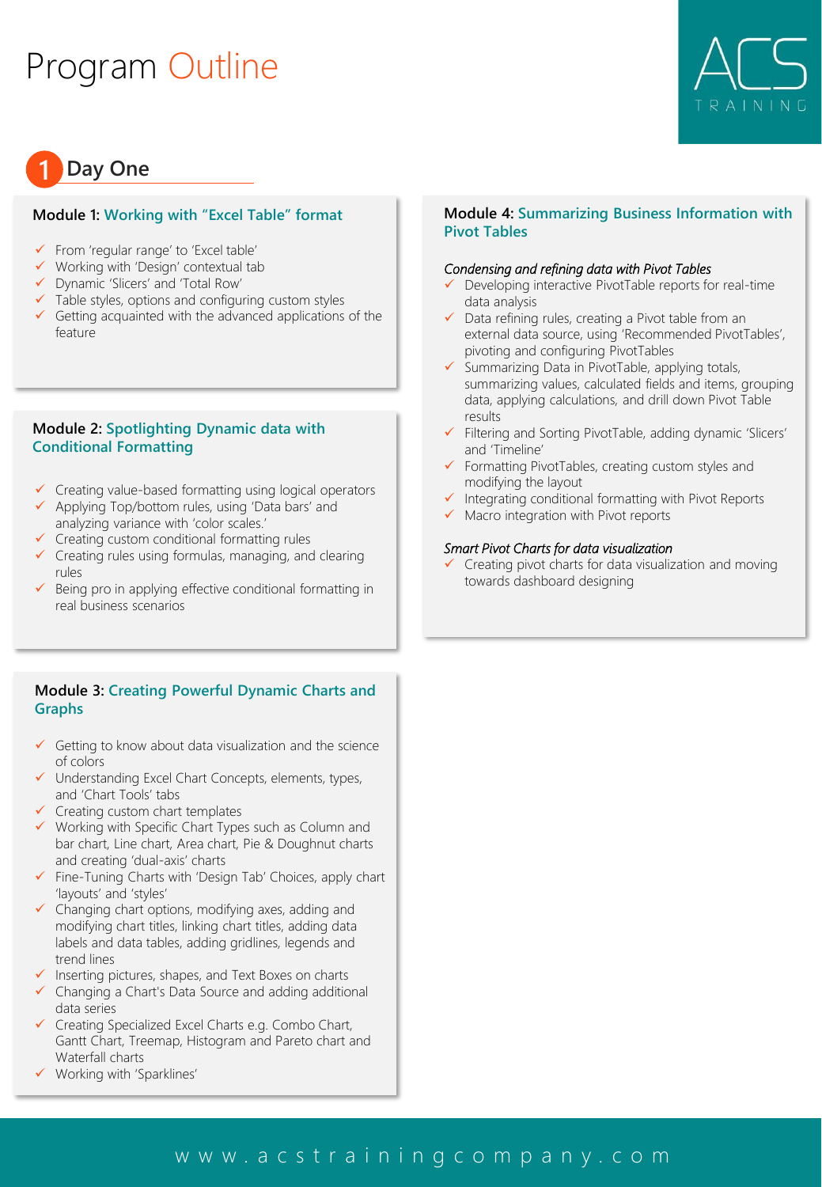# Program Outline

## 1 Day One

### Module 1: Working with "Excel Table" format

- ✓ From 'regular range' to 'Excel table'
- ✓ Working with 'Design' contextual tab
- ✓ Dynamic 'Slicers' and 'Total Row'
- ✓ Table styles, options and configuring custom styles
- ✓ Getting acquainted with the advanced applications of the feature

### Module 2: Spotlighting Dynamic data with Conditional Formatting

- ✓ Creating value-based formatting using logical operators
- ✓ Applying Top/bottom rules, using 'Data bars' and analyzing variance with 'color scales.'
- ✓ Creating custom conditional formatting rules
- ✓ Creating rules using formulas, managing, and clearing rules
- ✓ Being pro in applying effective conditional formatting in real business scenarios

### Module 3: Creating Powerful Dynamic Charts and Graphs

- ✓ Getting to know about data visualization and the science of colors
- ✓ Understanding Excel Chart Concepts, elements, types, and 'Chart Tools' tabs
- ✓ Creating custom chart templates
- ✓ Working with Specific Chart Types such as Column and bar chart, Line chart, Area chart, Pie & Doughnut charts and creating 'dual-axis' charts
- ✓ Fine-Tuning Charts with 'Design Tab' Choices, apply chart 'layouts' and 'styles'
- ✓ Changing chart options, modifying axes, adding and modifying chart titles, linking chart titles, adding data labels and data tables, adding gridlines, legends and trend lines
- ✓ Inserting pictures, shapes, and Text Boxes on charts
- ✓ Changing a Chart's Data Source and adding additional data series
- ✓ Creating Specialized Excel Charts e.g. Combo Chart, Gantt Chart, Treemap, Histogram and Pareto chart and Waterfall charts
- ✓ Working with 'Sparklines'

### Module 4: Summarizing Business Information with Pivot Tables

*Condensing and refining data with Pivot Tables*

- ✓ Developing interactive PivotTable reports for real-time data analysis
- ✓ Data refining rules, creating a Pivot table from an external data source, using 'Recommended PivotTables', pivoting and configuring PivotTables
- ✓ Summarizing Data in PivotTable, applying totals, summarizing values, calculated fields and items, grouping data, applying calculations, and drill down Pivot Table results
- ✓ Filtering and Sorting PivotTable, adding dynamic 'Slicers' and 'Timeline'
- ✓ Formatting PivotTables, creating custom styles and modifying the layout
- ✓ Integrating conditional formatting with Pivot Reports
- ✓ Macro integration with Pivot reports

*Smart Pivot Charts for data visualization*

- ✓ Creating pivot charts for data visualization and moving towards dashboard designing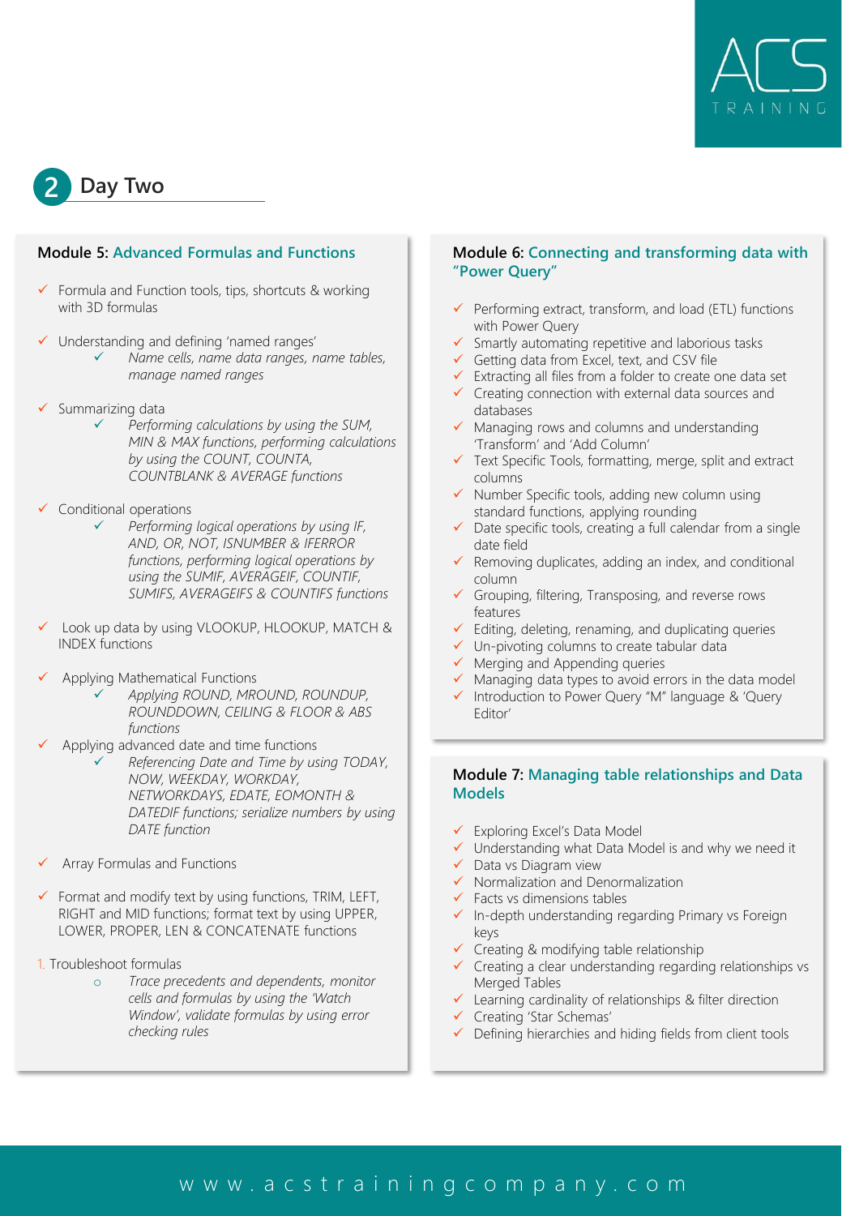## 2 Day Two

### Module 5: Advanced Formulas and Functions

- ✓ Formula and Function tools, tips, shortcuts & working with 3D formulas
- ✓ Understanding and defining 'named ranges'
  - ✓ *Name cells, name data ranges, name tables, manage named ranges*
- ✓ Summarizing data
  - ✓ *Performing calculations by using the SUM, MIN & MAX functions, performing calculations by using the COUNT, COUNTA, COUNTBLANK & AVERAGE functions*
- ✓ Conditional operations
  - ✓ *Performing logical operations by using IF, AND, OR, NOT, ISNUMBER & IFERROR functions, performing logical operations by using the SUMIF, AVERAGEIF, COUNTIF, SUMIFS, AVERAGEIFS & COUNTIFS functions*
- ✓ Look up data by using VLOOKUP, HLOOKUP, MATCH & INDEX functions
- ✓ Applying Mathematical Functions
  - ✓ *Applying ROUND, MROUND, ROUNDUP, ROUNDDOWN, CEILING & FLOOR & ABS functions*
- ✓ Applying advanced date and time functions
  - ✓ *Referencing Date and Time by using TODAY, NOW, WEEKDAY, WORKDAY, NETWORKDAYS, EDATE, EOMONTH & DATEDIF functions; serialize numbers by using DATE function*
- ✓ Array Formulas and Functions
- ✓ Format and modify text by using functions, TRIM, LEFT, RIGHT and MID functions; format text by using UPPER, LOWER, PROPER, LEN & CONCATENATE functions

1. Troubleshoot formulas
   - *Trace precedents and dependents, monitor cells and formulas by using the 'Watch Window', validate formulas by using error checking rules*

### Module 6: Connecting and transforming data with "Power Query"

- ✓ Performing extract, transform, and load (ETL) functions with Power Query
- ✓ Smartly automating repetitive and laborious tasks
- ✓ Getting data from Excel, text, and CSV file
- ✓ Extracting all files from a folder to create one data set
- ✓ Creating connection with external data sources and databases
- ✓ Managing rows and columns and understanding 'Transform' and 'Add Column'
- ✓ Text Specific Tools, formatting, merge, split and extract columns
- ✓ Number Specific tools, adding new column using standard functions, applying rounding
- ✓ Date specific tools, creating a full calendar from a single date field
- ✓ Removing duplicates, adding an index, and conditional column
- ✓ Grouping, filtering, Transposing, and reverse rows features
- ✓ Editing, deleting, renaming, and duplicating queries
- ✓ Un-pivoting columns to create tabular data
- ✓ Merging and Appending queries
- ✓ Managing data types to avoid errors in the data model
- ✓ Introduction to Power Query "M" language & 'Query Editor'

### Module 7: Managing table relationships and Data Models

- ✓ Exploring Excel's Data Model
- ✓ Understanding what Data Model is and why we need it
- ✓ Data vs Diagram view
- ✓ Normalization and Denormalization
- ✓ Facts vs dimensions tables
- ✓ In-depth understanding regarding Primary vs Foreign keys
- ✓ Creating & modifying table relationship
- ✓ Creating a clear understanding regarding relationships vs Merged Tables
- ✓ Learning cardinality of relationships & filter direction
- ✓ Creating 'Star Schemas'
- ✓ Defining hierarchies and hiding fields from client tools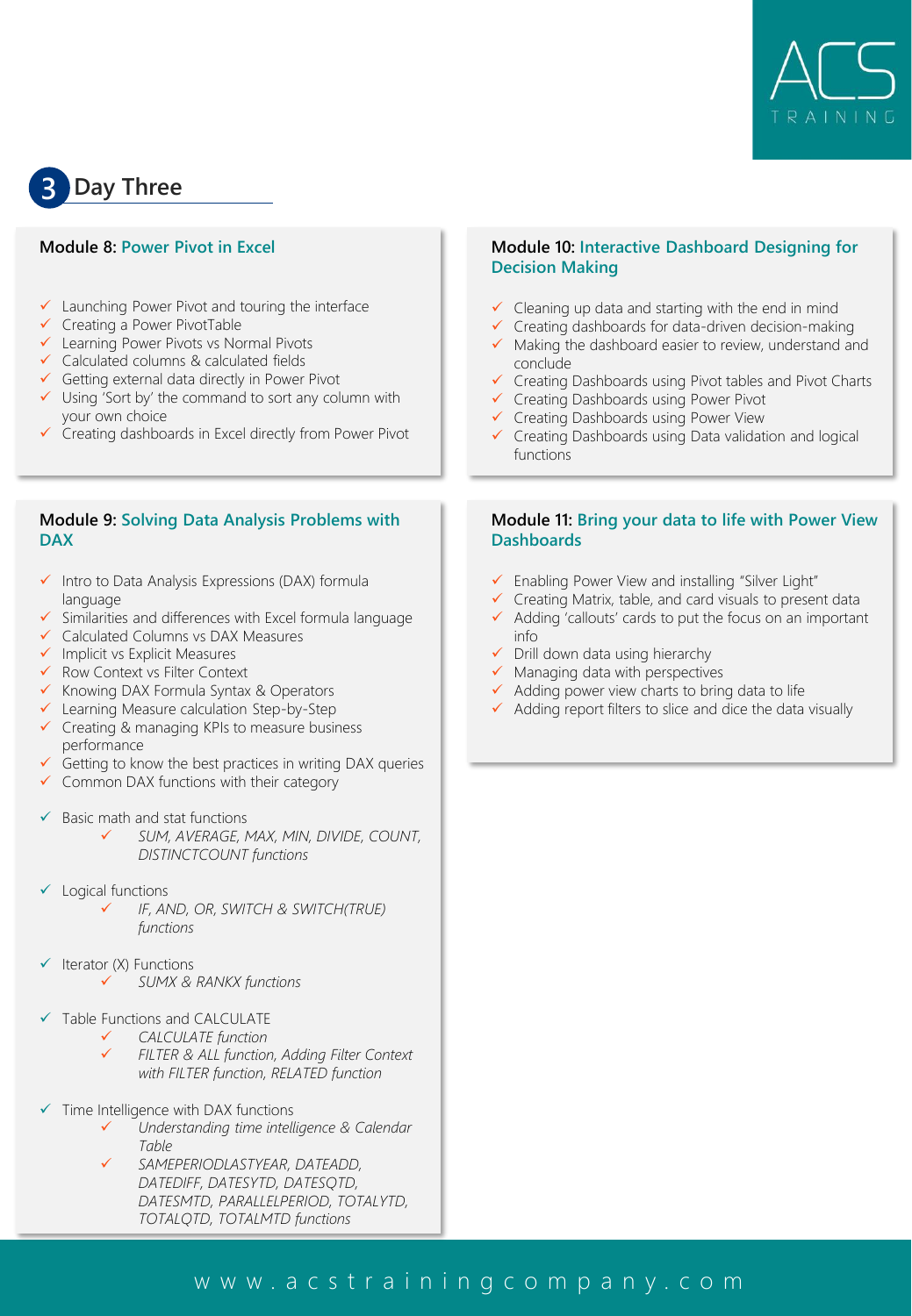## 3 Day Three

### Module 8: Power Pivot in Excel

- ✓ Launching Power Pivot and touring the interface
- ✓ Creating a Power PivotTable
- ✓ Learning Power Pivots vs Normal Pivots
- ✓ Calculated columns & calculated fields
- ✓ Getting external data directly in Power Pivot
- ✓ Using 'Sort by' the command to sort any column with your own choice
- ✓ Creating dashboards in Excel directly from Power Pivot

### Module 9: Solving Data Analysis Problems with DAX

- ✓ Intro to Data Analysis Expressions (DAX) formula language
- ✓ Similarities and differences with Excel formula language
- ✓ Calculated Columns vs DAX Measures
- ✓ Implicit vs Explicit Measures
- ✓ Row Context vs Filter Context
- ✓ Knowing DAX Formula Syntax & Operators
- ✓ Learning Measure calculation Step-by-Step
- ✓ Creating & managing KPIs to measure business performance
- ✓ Getting to know the best practices in writing DAX queries
- ✓ Common DAX functions with their category

- ✓ Basic math and stat functions
  - ✓ *SUM, AVERAGE, MAX, MIN, DIVIDE, COUNT, DISTINCTCOUNT functions*

- ✓ Logical functions
  - ✓ *IF, AND, OR, SWITCH & SWITCH(TRUE) functions*

- ✓ Iterator (X) Functions
  - ✓ *SUMX & RANKX functions*

- ✓ Table Functions and CALCULATE
  - ✓ *CALCULATE function*
  - ✓ *FILTER & ALL function, Adding Filter Context with FILTER function, RELATED function*

- ✓ Time Intelligence with DAX functions
  - ✓ *Understanding time intelligence & Calendar Table*
  - ✓ *SAMEPERIODLASTYEAR, DATEADD, DATEDIFF, DATESYTD, DATESQTD, DATESMTD, PARALLELPERIOD, TOTALYTD, TOTALQTD, TOTALMTD functions*

### Module 10: Interactive Dashboard Designing for Decision Making

- ✓ Cleaning up data and starting with the end in mind
- ✓ Creating dashboards for data-driven decision-making
- ✓ Making the dashboard easier to review, understand and conclude
- ✓ Creating Dashboards using Pivot tables and Pivot Charts
- ✓ Creating Dashboards using Power Pivot
- ✓ Creating Dashboards using Power View
- ✓ Creating Dashboards using Data validation and logical functions

### Module 11: Bring your data to life with Power View Dashboards

- ✓ Enabling Power View and installing "Silver Light"
- ✓ Creating Matrix, table, and card visuals to present data
- ✓ Adding 'callouts' cards to put the focus on an important info
- ✓ Drill down data using hierarchy
- ✓ Managing data with perspectives
- ✓ Adding power view charts to bring data to life
- ✓ Adding report filters to slice and dice the data visually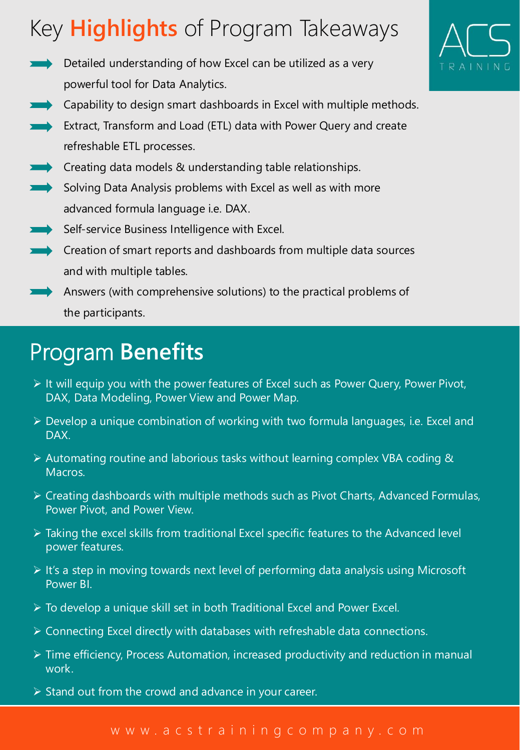# Key Highlights of Program Takeaways

- Detailed understanding of how Excel can be utilized as a very powerful tool for Data Analytics.
- Capability to design smart dashboards in Excel with multiple methods.
- Extract, Transform and Load (ETL) data with Power Query and create refreshable ETL processes.
- Creating data models & understanding table relationships.
- Solving Data Analysis problems with Excel as well as with more advanced formula language i.e. DAX.
- Self-service Business Intelligence with Excel.
- Creation of smart reports and dashboards from multiple data sources and with multiple tables.
- Answers (with comprehensive solutions) to the practical problems of the participants.

ACS TRAINING

# Program **Benefits**

- It will equip you with the power features of Excel such as Power Query, Power Pivot, DAX, Data Modeling, Power View and Power Map.
- Develop a unique combination of working with two formula languages, i.e. Excel and DAX.
- Automating routine and laborious tasks without learning complex VBA coding & Macros.
- Creating dashboards with multiple methods such as Pivot Charts, Advanced Formulas, Power Pivot, and Power View.
- Taking the excel skills from traditional Excel specific features to the Advanced level power features.
- It's a step in moving towards next level of performing data analysis using Microsoft Power BI.
- To develop a unique skill set in both Traditional Excel and Power Excel.
- Connecting Excel directly with databases with refreshable data connections.
- Time efficiency, Process Automation, increased productivity and reduction in manual work.
- Stand out from the crowd and advance in your career.

www.acstrainingcompany.com